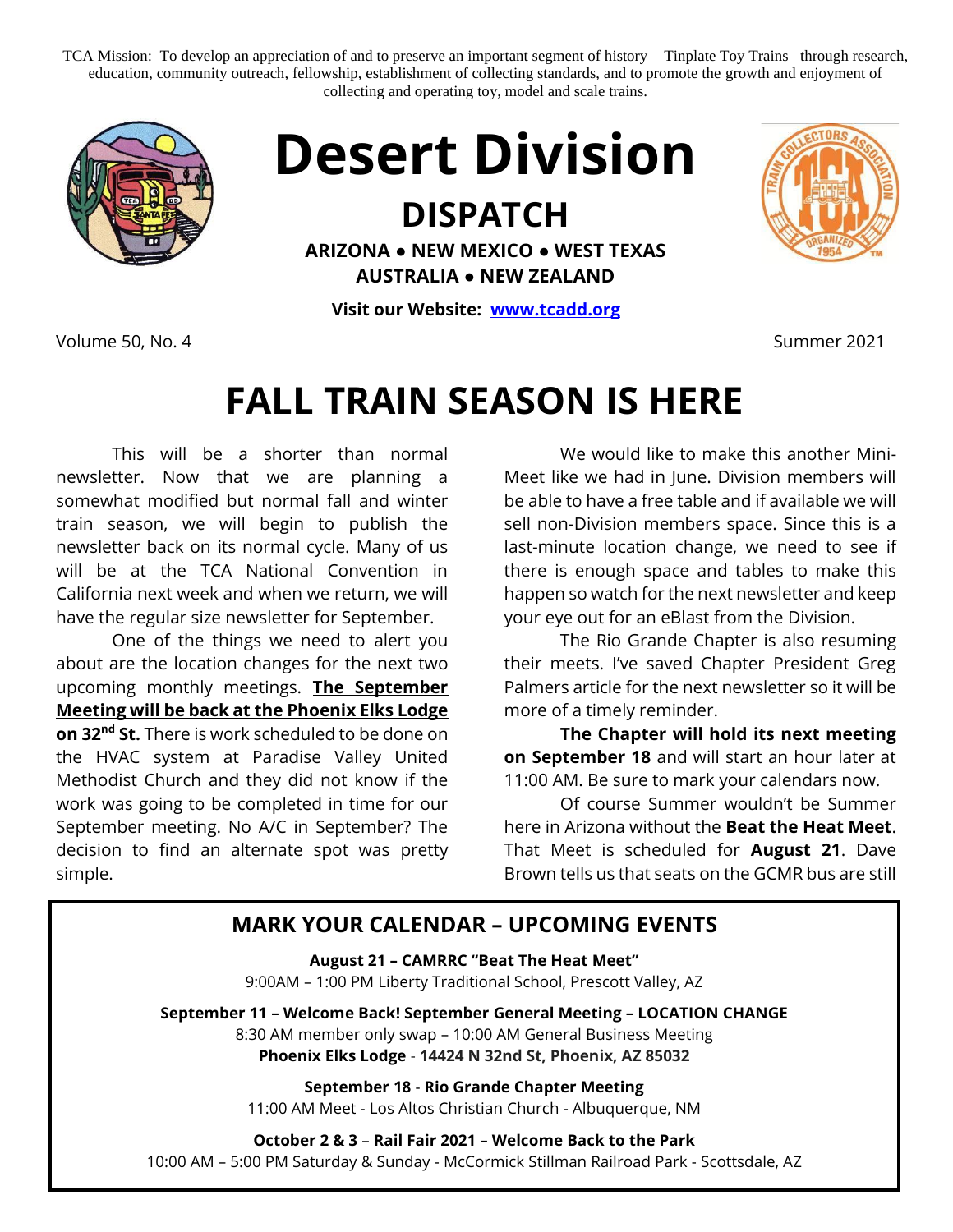TCA Mission: To develop an appreciation of and to preserve an important segment of history – Tinplate Toy Trains –through research, education, community outreach, fellowship, establishment of collecting standards, and to promote the growth and enjoyment of collecting and operating toy, model and scale trains.

# Desert Division

## DISPATCH

**ARIZONA • NEW MEXICO • WEST TEXAS**
**AUSTRALIA • NEW ZEALAND**

**Visit our Website: [www.tcadd.org](www.tcadd.org)**

Volume 50, No. 4 — Summer 2021

# FALL TRAIN SEASON IS HERE

This will be a shorter than normal newsletter. Now that we are planning a somewhat modified but normal fall and winter train season, we will begin to publish the newsletter back on its normal cycle. Many of us will be at the TCA National Convention in California next week and when we return, we will have the regular size newsletter for September.

One of the things we need to alert you about are the location changes for the next two upcoming monthly meetings. **The September Meeting will be back at the Phoenix Elks Lodge on 32nd St.** There is work scheduled to be done on the HVAC system at Paradise Valley United Methodist Church and they did not know if the work was going to be completed in time for our September meeting. No A/C in September? The decision to find an alternate spot was pretty simple.

We would like to make this another Mini-Meet like we had in June. Division members will be able to have a free table and if available we will sell non-Division members space. Since this is a last-minute location change, we need to see if there is enough space and tables to make this happen so watch for the next newsletter and keep your eye out for an eBlast from the Division.

The Rio Grande Chapter is also resuming their meets. I've saved Chapter President Greg Palmers article for the next newsletter so it will be more of a timely reminder.

**The Chapter will hold its next meeting on September 18** and will start an hour later at 11:00 AM. Be sure to mark your calendars now.

Of course Summer wouldn't be Summer here in Arizona without the **Beat the Heat Meet**. That Meet is scheduled for **August 21**. Dave Brown tells us that seats on the GCMR bus are still

## MARK YOUR CALENDAR – UPCOMING EVENTS

**August 21 – CAMRRC "Beat The Heat Meet"**
9:00AM – 1:00 PM Liberty Traditional School, Prescott Valley, AZ

**September 11 – Welcome Back! September General Meeting – LOCATION CHANGE**
8:30 AM member only swap – 10:00 AM General Business Meeting
**Phoenix Elks Lodge** - **14424 N 32nd St, Phoenix, AZ 85032**

**September 18** - **Rio Grande Chapter Meeting**
11:00 AM Meet - Los Altos Christian Church - Albuquerque, NM

**October 2 & 3** – **Rail Fair 2021 – Welcome Back to the Park**
10:00 AM – 5:00 PM Saturday & Sunday - McCormick Stillman Railroad Park - Scottsdale, AZ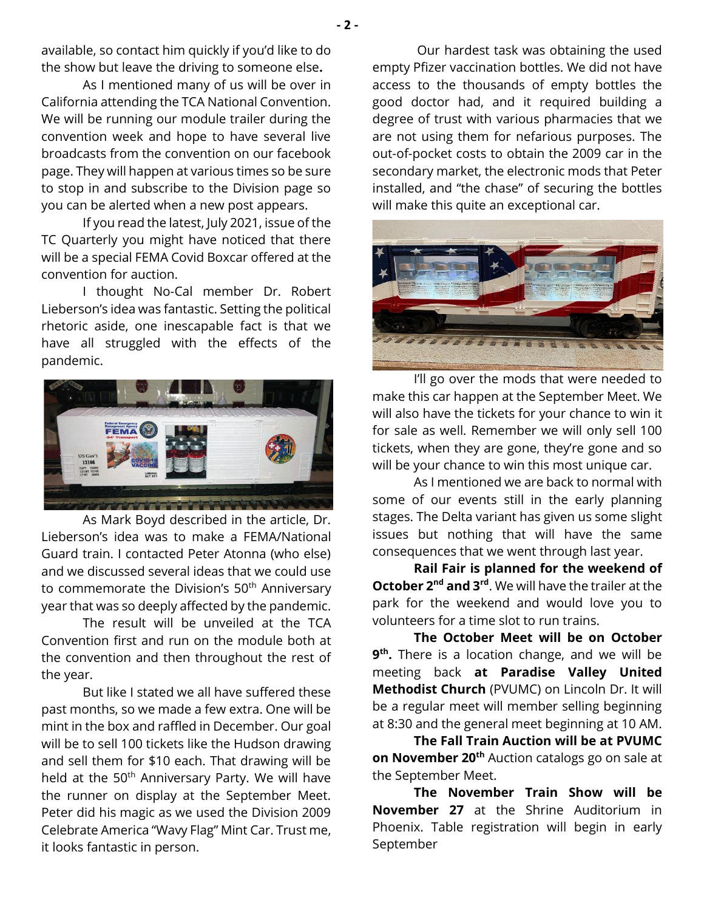available, so contact him quickly if you'd like to do the show but leave the driving to someone else**.**

As I mentioned many of us will be over in California attending the TCA National Convention. We will be running our module trailer during the convention week and hope to have several live broadcasts from the convention on our facebook page. They will happen at various times so be sure to stop in and subscribe to the Division page so you can be alerted when a new post appears.

If you read the latest, July 2021, issue of the TC Quarterly you might have noticed that there will be a special FEMA Covid Boxcar offered at the convention for auction.

I thought No-Cal member Dr. Robert Lieberson's idea was fantastic. Setting the political rhetoric aside, one inescapable fact is that we have all struggled with the effects of the pandemic.

As Mark Boyd described in the article, Dr. Lieberson's idea was to make a FEMA/National Guard train. I contacted Peter Atonna (who else) and we discussed several ideas that we could use to commemorate the Division's 50th Anniversary year that was so deeply affected by the pandemic.

The result will be unveiled at the TCA Convention first and run on the module both at the convention and then throughout the rest of the year.

But like I stated we all have suffered these past months, so we made a few extra. One will be mint in the box and raffled in December. Our goal will be to sell 100 tickets like the Hudson drawing and sell them for $10 each. That drawing will be held at the 50th Anniversary Party. We will have the runner on display at the September Meet. Peter did his magic as we used the Division 2009 Celebrate America "Wavy Flag" Mint Car. Trust me, it looks fantastic in person.

Our hardest task was obtaining the used empty Pfizer vaccination bottles. We did not have access to the thousands of empty bottles the good doctor had, and it required building a degree of trust with various pharmacies that we are not using them for nefarious purposes. The out-of-pocket costs to obtain the 2009 car in the secondary market, the electronic mods that Peter installed, and "the chase" of securing the bottles will make this quite an exceptional car.

I'll go over the mods that were needed to make this car happen at the September Meet. We will also have the tickets for your chance to win it for sale as well. Remember we will only sell 100 tickets, when they are gone, they're gone and so will be your chance to win this most unique car.

As I mentioned we are back to normal with some of our events still in the early planning stages. The Delta variant has given us some slight issues but nothing that will have the same consequences that we went through last year.

**Rail Fair is planned for the weekend of October 2nd and 3rd**. We will have the trailer at the park for the weekend and would love you to volunteers for a time slot to run trains.

**The October Meet will be on October 9th.** There is a location change, and we will be meeting back **at Paradise Valley United Methodist Church** (PVUMC) on Lincoln Dr. It will be a regular meet will member selling beginning at 8:30 and the general meet beginning at 10 AM.

**The Fall Train Auction will be at PVUMC on November 20th** Auction catalogs go on sale at the September Meet.

**The November Train Show will be November 27** at the Shrine Auditorium in Phoenix. Table registration will begin in early September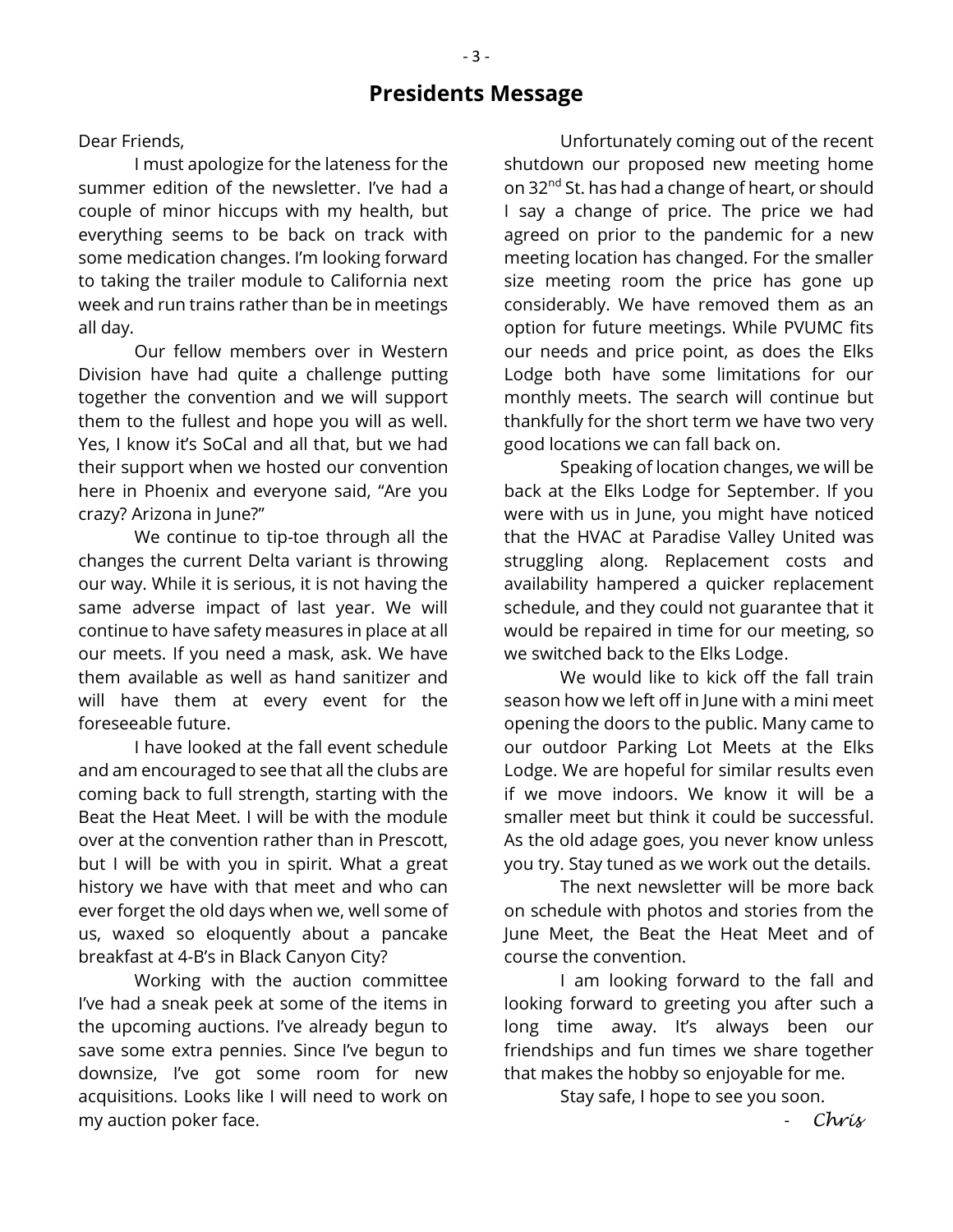## Presidents Message

Dear Friends,

I must apologize for the lateness for the summer edition of the newsletter. I've had a couple of minor hiccups with my health, but everything seems to be back on track with some medication changes. I'm looking forward to taking the trailer module to California next week and run trains rather than be in meetings all day.

Our fellow members over in Western Division have had quite a challenge putting together the convention and we will support them to the fullest and hope you will as well. Yes, I know it's SoCal and all that, but we had their support when we hosted our convention here in Phoenix and everyone said, "Are you crazy? Arizona in June?"

We continue to tip-toe through all the changes the current Delta variant is throwing our way. While it is serious, it is not having the same adverse impact of last year. We will continue to have safety measures in place at all our meets. If you need a mask, ask. We have them available as well as hand sanitizer and will have them at every event for the foreseeable future.

I have looked at the fall event schedule and am encouraged to see that all the clubs are coming back to full strength, starting with the Beat the Heat Meet. I will be with the module over at the convention rather than in Prescott, but I will be with you in spirit. What a great history we have with that meet and who can ever forget the old days when we, well some of us, waxed so eloquently about a pancake breakfast at 4-B's in Black Canyon City?

Working with the auction committee I've had a sneak peek at some of the items in the upcoming auctions. I've already begun to save some extra pennies. Since I've begun to downsize, I've got some room for new acquisitions. Looks like I will need to work on my auction poker face.

Unfortunately coming out of the recent shutdown our proposed new meeting home on 32nd St. has had a change of heart, or should I say a change of price. The price we had agreed on prior to the pandemic for a new meeting location has changed. For the smaller size meeting room the price has gone up considerably. We have removed them as an option for future meetings. While PVUMC fits our needs and price point, as does the Elks Lodge both have some limitations for our monthly meets. The search will continue but thankfully for the short term we have two very good locations we can fall back on.

Speaking of location changes, we will be back at the Elks Lodge for September. If you were with us in June, you might have noticed that the HVAC at Paradise Valley United was struggling along. Replacement costs and availability hampered a quicker replacement schedule, and they could not guarantee that it would be repaired in time for our meeting, so we switched back to the Elks Lodge.

We would like to kick off the fall train season how we left off in June with a mini meet opening the doors to the public. Many came to our outdoor Parking Lot Meets at the Elks Lodge. We are hopeful for similar results even if we move indoors. We know it will be a smaller meet but think it could be successful. As the old adage goes, you never know unless you try. Stay tuned as we work out the details.

The next newsletter will be more back on schedule with photos and stories from the June Meet, the Beat the Heat Meet and of course the convention.

I am looking forward to the fall and looking forward to greeting you after such a long time away. It's always been our friendships and fun times we share together that makes the hobby so enjoyable for me.

Stay safe, I hope to see you soon.

\- *Chris*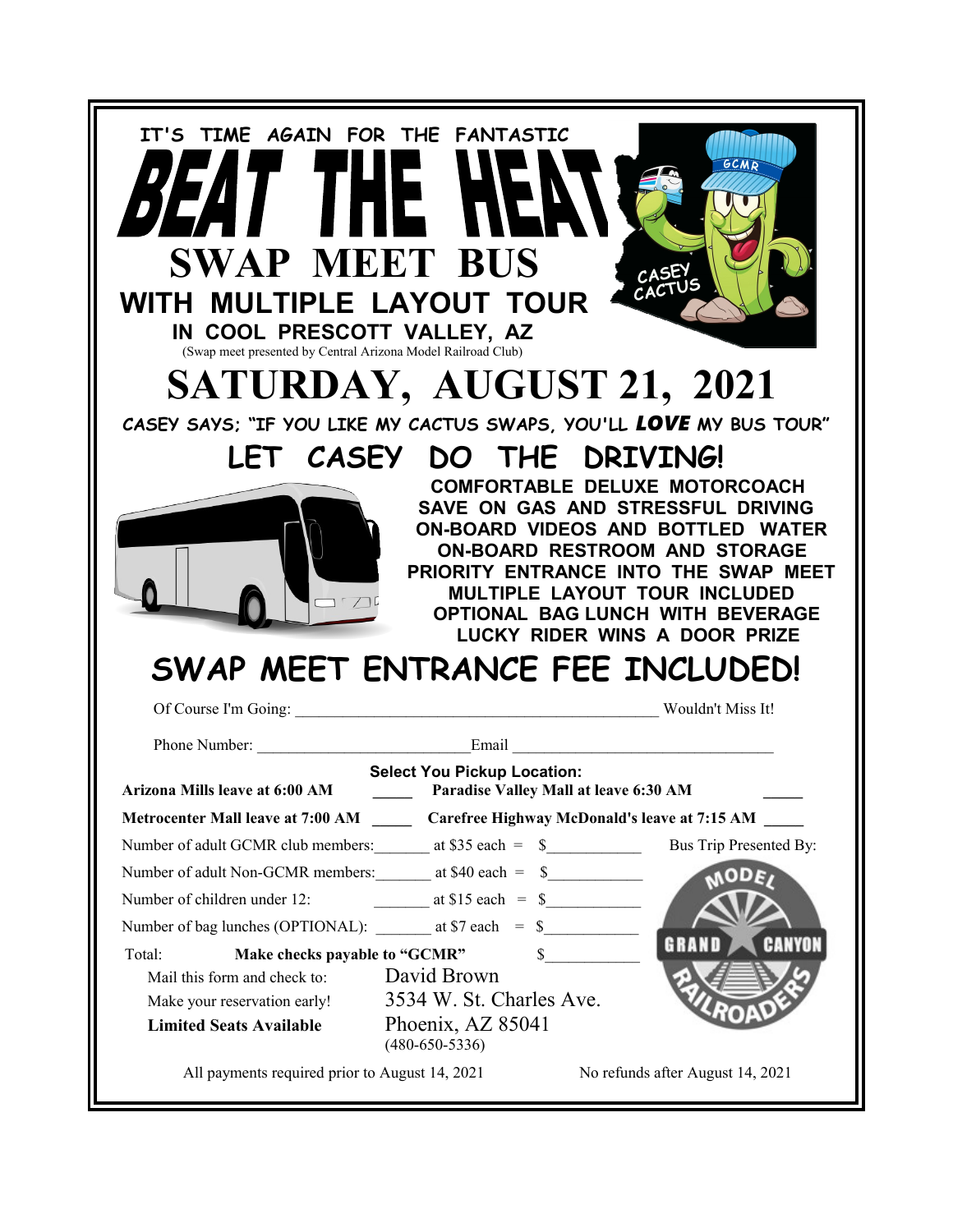IT'S TIME AGAIN FOR THE FANTASTIC

# BEAT THE HEAT

## SWAP MEET BUS

### WITH MULTIPLE LAYOUT TOUR

### IN COOL PRESCOTT VALLEY, AZ

(Swap meet presented by Central Arizona Model Railroad Club)

CASEY CACTUS

GCMR

# SATURDAY, AUGUST 21, 2021

CASEY SAYS; "IF YOU LIKE MY CACTUS SWAPS, YOU'LL ***LOVE*** MY BUS TOUR"

## LET CASEY DO THE DRIVING!

**COMFORTABLE DELUXE MOTORCOACH**
**SAVE ON GAS AND STRESSFUL DRIVING**
**ON-BOARD VIDEOS AND BOTTLED WATER**
**ON-BOARD RESTROOM AND STORAGE**
**PRIORITY ENTRANCE INTO THE SWAP MEET**
**MULTIPLE LAYOUT TOUR INCLUDED**
**OPTIONAL BAG LUNCH WITH BEVERAGE**
**LUCKY RIDER WINS A DOOR PRIZE**

## SWAP MEET ENTRANCE FEE INCLUDED!

Of Course I'm Going: _______________________________________________ Wouldn't Miss It!

Phone Number: ___________________________ Email ________________________________

**Select You Pickup Location:**

**Arizona Mills leave at 6:00 AM** _____ **Paradise Valley Mall at leave 6:30 AM** _____

**Metrocenter Mall leave at 7:00 AM** _____ **Carefree Highway McDonald's leave at 7:15 AM** _____

Number of adult GCMR club members:_______ at $35 each = $____________

Number of adult Non-GCMR members:_______ at $40 each = $____________

Number of children under 12: _______ at $15 each = $____________

Number of bag lunches (OPTIONAL): _______ at $7 each = $____________

Total: **Make checks payable to "GCMR"** $____________

Bus Trip Presented By:

MODEL GRAND CANYON RAILROADERS

Mail this form and check to: David Brown
Make your reservation early! 3534 W. St. Charles Ave.
**Limited Seats Available** Phoenix, AZ 85041
(480-650-5336)

All payments required prior to August 14, 2021 No refunds after August 14, 2021